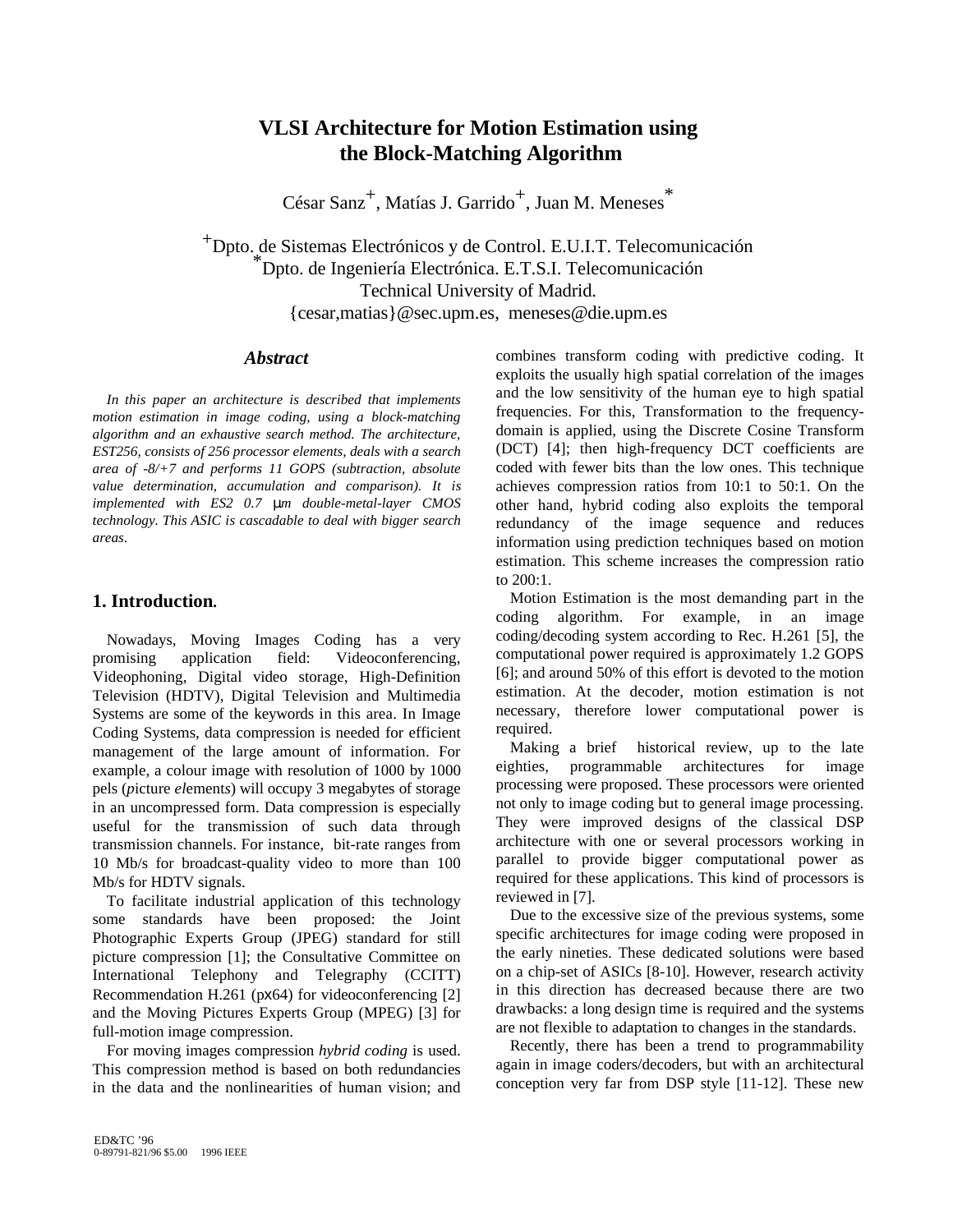# VLSI Architecture for Motion Estimation using the Block-Matching Algorithm

César Sanz[+], Matías J. Garrido[+], Juan M. Meneses[*]

[+]Dpto. de Sistemas Electrónicos y de Control. E.U.I.T. Telecomunicación
[*]Dpto. de Ingeniería Electrónica. E.T.S.I. Telecomunicación
Technical University of Madrid.
{cesar,matias}@sec.upm.es, meneses@die.upm.es

### Abstract

*In this paper an architecture is described that implements motion estimation in image coding, using a block-matching algorithm and an exhaustive search method. The architecture, EST256, consists of 256 processor elements, deals with a search area of -8/+7 and performs 11 GOPS (subtraction, absolute value determination, accumulation and comparison). It is implemented with ES2 0.7 μm double-metal-layer CMOS technology. This ASIC is cascadable to deal with bigger search areas.*

## 1. Introduction.

Nowadays, Moving Images Coding has a very promising application field: Videoconferencing, Videophoning, Digital video storage, High-Definition Television (HDTV), Digital Television and Multimedia Systems are some of the keywords in this area. In Image Coding Systems, data compression is needed for efficient management of the large amount of information. For example, a colour image with resolution of 1000 by 1000 pels (*pi*cture *el*ements) will occupy 3 megabytes of storage in an uncompressed form. Data compression is especially useful for the transmission of such data through transmission channels. For instance, bit-rate ranges from 10 Mb/s for broadcast-quality video to more than 100 Mb/s for HDTV signals.

To facilitate industrial application of this technology some standards have been proposed: the Joint Photographic Experts Group (JPEG) standard for still picture compression [1]; the Consultative Committee on International Telephony and Telegraphy (CCITT) Recommendation H.261 (px64) for videoconferencing [2] and the Moving Pictures Experts Group (MPEG) [3] for full-motion image compression.

For moving images compression *hybrid coding* is used. This compression method is based on both redundancies in the data and the nonlinearities of human vision; and combines transform coding with predictive coding. It exploits the usually high spatial correlation of the images and the low sensitivity of the human eye to high spatial frequencies. For this, Transformation to the frequency-domain is applied, using the Discrete Cosine Transform (DCT) [4]; then high-frequency DCT coefficients are coded with fewer bits than the low ones. This technique achieves compression ratios from 10:1 to 50:1. On the other hand, hybrid coding also exploits the temporal redundancy of the image sequence and reduces information using prediction techniques based on motion estimation. This scheme increases the compression ratio to 200:1.

Motion Estimation is the most demanding part in the coding algorithm. For example, in an image coding/decoding system according to Rec. H.261 [5], the computational power required is approximately 1.2 GOPS [6]; and around 50% of this effort is devoted to the motion estimation. At the decoder, motion estimation is not necessary, therefore lower computational power is required.

Making a brief historical review, up to the late eighties, programmable architectures for image processing were proposed. These processors were oriented not only to image coding but to general image processing. They were improved designs of the classical DSP architecture with one or several processors working in parallel to provide bigger computational power as required for these applications. This kind of processors is reviewed in [7].

Due to the excessive size of the previous systems, some specific architectures for image coding were proposed in the early nineties. These dedicated solutions were based on a chip-set of ASICs [8-10]. However, research activity in this direction has decreased because there are two drawbacks: a long design time is required and the systems are not flexible to adaptation to changes in the standards.

Recently, there has been a trend to programmability again in image coders/decoders, but with an architectural conception very far from DSP style [11-12]. These new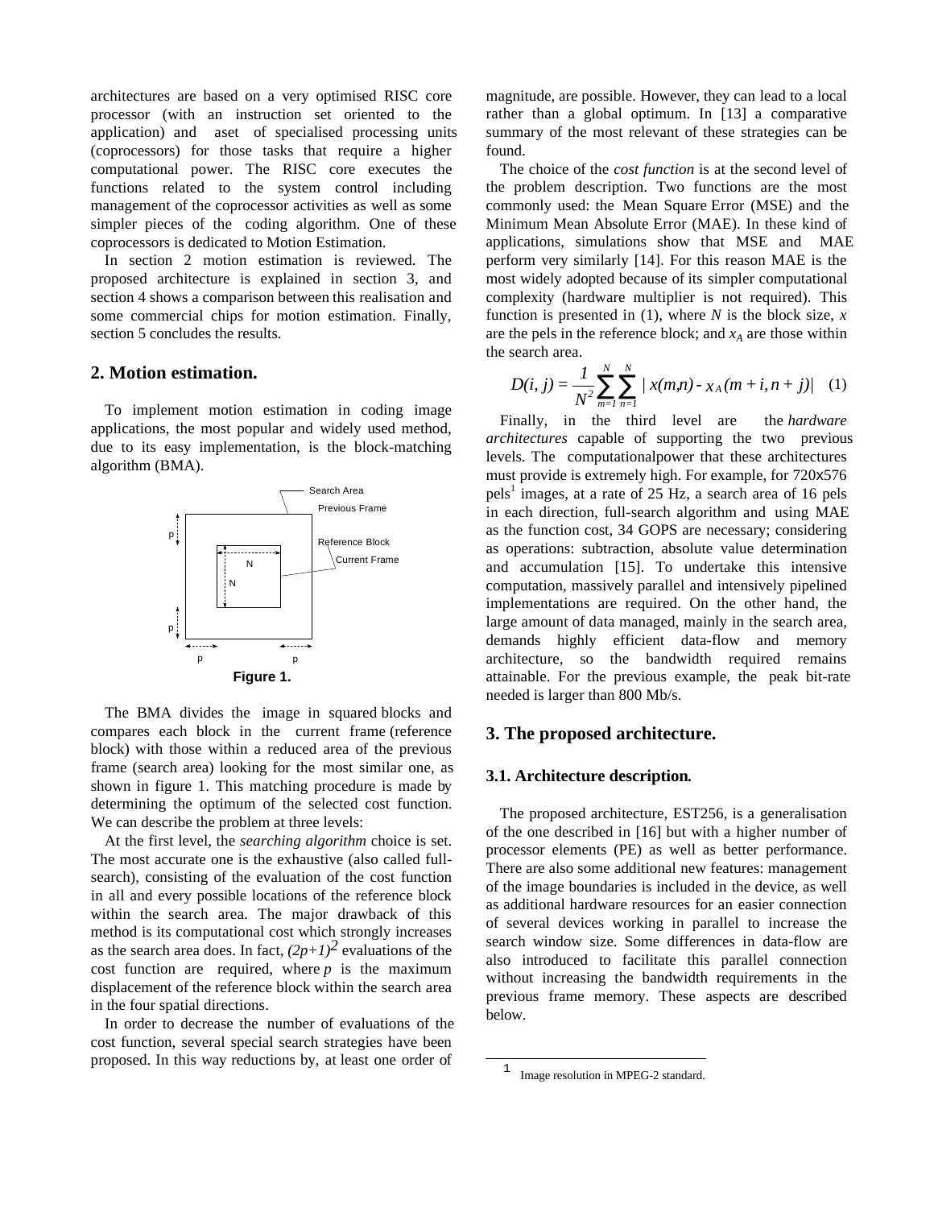architectures are based on a very optimised RISC core processor (with an instruction set oriented to the application) and aset of specialised processing units (coprocessors) for those tasks that require a higher computational power. The RISC core executes the functions related to the system control including management of the coprocessor activities as well as some simpler pieces of the coding algorithm. One of these coprocessors is dedicated to Motion Estimation.

In section 2 motion estimation is reviewed. The proposed architecture is explained in section 3, and section 4 shows a comparison between this realisation and some commercial chips for motion estimation. Finally, section 5 concludes the results.

## 2. Motion estimation.

To implement motion estimation in coding image applications, the most popular and widely used method, due to its easy implementation, is the block-matching algorithm (BMA).

Figure 1.

The BMA divides the image in squared blocks and compares each block in the current frame (reference block) with those within a reduced area of the previous frame (search area) looking for the most similar one, as shown in figure 1. This matching procedure is made by determining the optimum of the selected cost function. We can describe the problem at three levels:

At the first level, the *searching algorithm* choice is set. The most accurate one is the exhaustive (also called full-search), consisting of the evaluation of the cost function in all and every possible locations of the reference block within the search area. The major drawback of this method is its computational cost which strongly increases as the search area does. In fact, $(2p+1)^2$ evaluations of the cost function are required, where $p$ is the maximum displacement of the reference block within the search area in the four spatial directions.

In order to decrease the number of evaluations of the cost function, several special search strategies have been proposed. In this way reductions by, at least one order of magnitude, are possible. However, they can lead to a local rather than a global optimum. In [13] a comparative summary of the most relevant of these strategies can be found.

The choice of the *cost function* is at the second level of the problem description. Two functions are the most commonly used: the Mean Square Error (MSE) and the Minimum Mean Absolute Error (MAE). In these kind of applications, simulations show that MSE and MAE perform very similarly [14]. For this reason MAE is the most widely adopted because of its simpler computational complexity (hardware multiplier is not required). This function is presented in (1), where $N$ is the block size, $x$ are the pels in the reference block; and $x_A$ are those within the search area.

$$D(i, j) = \frac{1}{N^2} \sum_{m=1}^{N} \sum_{n=1}^{N} | x(m,n) - x_A(m+i, n+j)| \quad (1)$$

Finally, in the third level are the *hardware architectures* capable of supporting the two previous levels. The computationalpower that these architectures must provide is extremely high. For example, for 720x576 pels[1] images, at a rate of 25 Hz, a search area of 16 pels in each direction, full-search algorithm and using MAE as the function cost, 34 GOPS are necessary; considering as operations: subtraction, absolute value determination and accumulation [15]. To undertake this intensive computation, massively parallel and intensively pipelined implementations are required. On the other hand, the large amount of data managed, mainly in the search area, demands highly efficient data-flow and memory architecture, so the bandwidth required remains attainable. For the previous example, the peak bit-rate needed is larger than 800 Mb/s.

## 3. The proposed architecture.

### 3.1. Architecture description.

The proposed architecture, EST256, is a generalisation of the one described in [16] but with a higher number of processor elements (PE) as well as better performance. There are also some additional new features: management of the image boundaries is included in the device, as well as additional hardware resources for an easier connection of several devices working in parallel to increase the search window size. Some differences in data-flow are also introduced to facilitate this parallel connection without increasing the bandwidth requirements in the previous frame memory. These aspects are described below.

[1] Image resolution in MPEG-2 standard.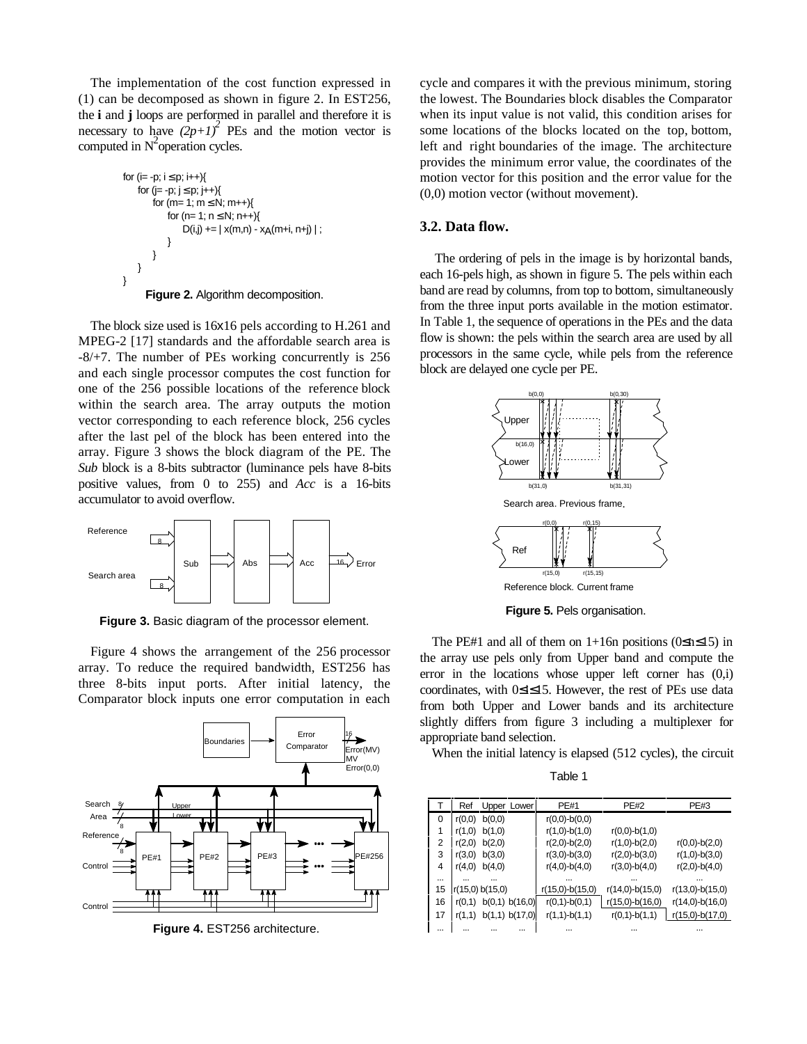The implementation of the cost function expressed in (1) can be decomposed as shown in figure 2. In EST256, the **i** and **j** loops are performed in parallel and therefore it is necessary to have $(2p+1)^2$ PEs and the motion vector is computed in $N^2$ operation cycles.

```
for (i= -p; i ≤ p; i++){
    for (j= -p; j ≤ p; j++){
        for (m= 1; m ≤ N; m++){
            for (n= 1; n ≤ N; n++){
                D(i,j) += | x(m,n) - xA(m+i, n+j) | ;
            }
        }
    }
}
```

**Figure 2.** Algorithm decomposition.

The block size used is 16x16 pels according to H.261 and MPEG-2 [17] standards and the affordable search area is -8/+7. The number of PEs working concurrently is 256 and each single processor computes the cost function for one of the 256 possible locations of the reference block within the search area. The array outputs the motion vector corresponding to each reference block, 256 cycles after the last pel of the block has been entered into the array. Figure 3 shows the block diagram of the PE. The *Sub* block is a 8-bits subtractor (luminance pels have 8-bits positive values, from 0 to 255) and *Acc* is a 16-bits accumulator to avoid overflow.

**Figure 3.** Basic diagram of the processor element.

Figure 4 shows the arrangement of the 256 processor array. To reduce the required bandwidth, EST256 has three 8-bits input ports. After initial latency, the Comparator block inputs one error computation in each cycle and compares it with the previous minimum, storing the lowest. The Boundaries block disables the Comparator when its input value is not valid, this condition arises for some locations of the blocks located on the top, bottom, left and right boundaries of the image. The architecture provides the minimum error value, the coordinates of the motion vector for this position and the error value for the (0,0) motion vector (without movement).

**Figure 4.** EST256 architecture.

### 3.2. Data flow.

The ordering of pels in the image is by horizontal bands, each 16-pels high, as shown in figure 5. The pels within each band are read by columns, from top to bottom, simultaneously from the three input ports available in the motion estimator. In Table 1, the sequence of operations in the PEs and the data flow is shown: the pels within the search area are used by all processors in the same cycle, while pels from the reference block are delayed one cycle per PE.

**Figure 5.** Pels organisation.

The PE#1 and all of them on 1+16n positions ($0 \le n \le 15$) in the array use pels only from Upper band and compute the error in the locations whose upper left corner has (0,i) coordinates, with $0 \le i \le 15$. However, the rest of PEs use data from both Upper and Lower bands and its architecture slightly differs from figure 3 including a multiplexer for appropriate band selection.

When the initial latency is elapsed (512 cycles), the circuit

Table 1

| T | Ref | Upper | Lower | PE#1 | PE#2 | PE#3 |
|---|---|---|---|---|---|---|
| 0 | r(0,0) | b(0,0) | | r(0,0)-b(0,0) | | |
| 1 | r(1,0) | b(1,0) | | r(1,0)-b(1,0) | r(0,0)-b(1,0) | |
| 2 | r(2,0) | b(2,0) | | r(2,0)-b(2,0) | r(1,0)-b(2,0) | r(0,0)-b(2,0) |
| 3 | r(3,0) | b(3,0) | | r(3,0)-b(3,0) | r(2,0)-b(3,0) | r(1,0)-b(3,0) |
| 4 | r(4,0) | b(4,0) | | r(4,0)-b(4,0) | r(3,0)-b(4,0) | r(2,0)-b(4,0) |
| ... | ... | ... | | ... | ... | ... |
| 15 | r(15,0) | b(15,0) | | r(15,0)-b(15,0) | r(14,0)-b(15,0) | r(13,0)-b(15,0) |
| 16 | r(0,1) | b(0,1) | b(16,0) | r(0,1)-b(0,1) | r(15,0)-b(16,0) | r(14,0)-b(16,0) |
| 17 | r(1,1) | b(1,1) | b(17,0) | r(1,1)-b(1,1) | r(0,1)-b(1,1) | r(15,0)-b(17,0) |
| ... | ... | ... | ... | ... | ... | ... |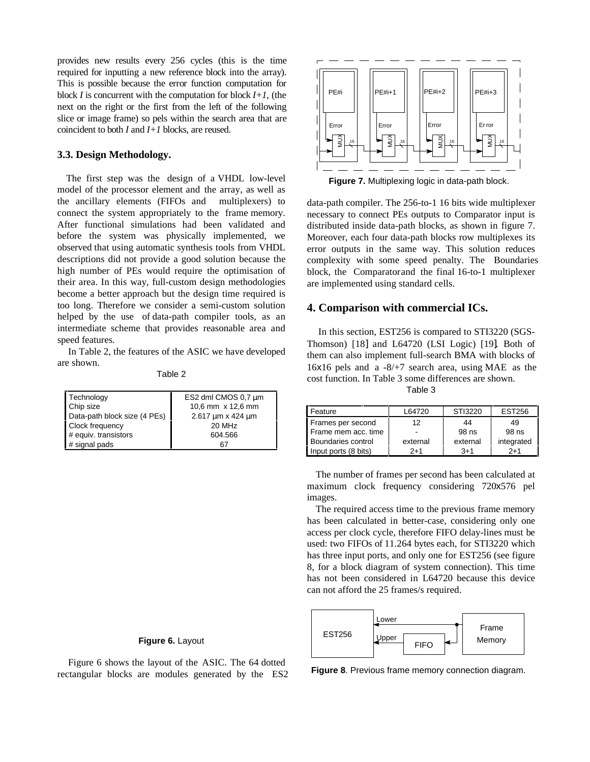provides new results every 256 cycles (this is the time required for inputting a new reference block into the array). This is possible because the error function computation for block *I* is concurrent with the computation for block *I+1*, (the next on the right or the first from the left of the following slice or image frame) so pels within the search area that are coincident to both *I* and *I+1* blocks, are reused.

### 3.3. Design Methodology.

The first step was the design of a VHDL low-level model of the processor element and the array, as well as the ancillary elements (FIFOs and multiplexers) to connect the system appropriately to the frame memory. After functional simulations had been validated and before the system was physically implemented, we observed that using automatic synthesis tools from VHDL descriptions did not provide a good solution because the high number of PEs would require the optimisation of their area. In this way, full-custom design methodologies become a better approach but the design time required is too long. Therefore we consider a semi-custom solution helped by the use of data-path compiler tools, as an intermediate scheme that provides reasonable area and speed features.

In Table 2, the features of the ASIC we have developed are shown.

Table 2

| | |
|---|---|
| Technology | ES2 dml CMOS 0,7 µm |
| Chip size | 10,6 mm x 12,6 mm |
| Data-path block size (4 PEs) | 2.617 µm x 424 µm |
| Clock frequency | 20 MHz |
| # equiv. transistors | 604.566 |
| # signal pads | 67 |

**Figure 6.** Layout

Figure 6 shows the layout of the ASIC. The 64 dotted rectangular blocks are modules generated by the ES2 data-path compiler. The 256-to-1 16 bits wide multiplexer necessary to connect PEs outputs to Comparator input is distributed inside data-path blocks, as shown in figure 7. Moreover, each four data-path blocks row multiplexes its error outputs in the same way. This solution reduces complexity with some speed penalty. The Boundaries block, the Comparator and the final 16-to-1 multiplexer are implemented using standard cells.

**Figure 7.** Multiplexing logic in data-path block.

## 4. Comparison with commercial ICs.

In this section, EST256 is compared to STI3220 (SGS-Thomson) [18] and L64720 (LSI Logic) [19]. Both of them can also implement full-search BMA with blocks of 16x16 pels and a -8/+7 search area, using MAE as the cost function. In Table 3 some differences are shown.

Table 3

| Feature | L64720 | STI3220 | EST256 |
|---|---|---|---|
| Frames per second | 12 | 44 | 49 |
| Frame mem acc. time | - | 98 ns | 98 ns |
| Boundaries control | external | external | integrated |
| Input ports (8 bits) | 2+1 | 3+1 | 2+1 |

The number of frames per second has been calculated at maximum clock frequency considering 720x576 pel images.

The required access time to the previous frame memory has been calculated in better-case, considering only one access per clock cycle, therefore FIFO delay-lines must be used: two FIFOs of 11.264 bytes each, for STI3220 which has three input ports, and only one for EST256 (see figure 8, for a block diagram of system connection). This time has not been considered in L64720 because this device can not afford the 25 frames/s required.

**Figure 8**. Previous frame memory connection diagram.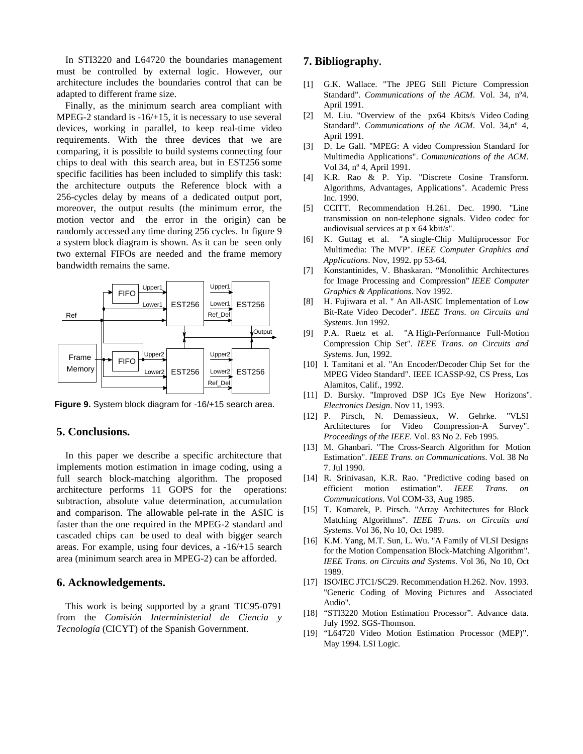In STI3220 and L64720 the boundaries management must be controlled by external logic. However, our architecture includes the boundaries control that can be adapted to different frame size.

Finally, as the minimum search area compliant with MPEG-2 standard is -16/+15, it is necessary to use several devices, working in parallel, to keep real-time video requirements. With the three devices that we are comparing, it is possible to build systems connecting four chips to deal with this search area, but in EST256 some specific facilities has been included to simplify this task: the architecture outputs the Reference block with a 256-cycles delay by means of a dedicated output port, moreover, the output results (the minimum error, the motion vector and the error in the origin) can be randomly accessed any time during 256 cycles. In figure 9 a system block diagram is shown. As it can be seen only two external FIFOs are needed and the frame memory bandwidth remains the same.

**Figure 9.** System block diagram for -16/+15 search area.

## 5. Conclusions.

In this paper we describe a specific architecture that implements motion estimation in image coding, using a full search block-matching algorithm. The proposed architecture performs 11 GOPS for the operations: subtraction, absolute value determination, accumulation and comparison. The allowable pel-rate in the ASIC is faster than the one required in the MPEG-2 standard and cascaded chips can be used to deal with bigger search areas. For example, using four devices, a -16/+15 search area (minimum search area in MPEG-2) can be afforded.

## 6. Acknowledgements.

This work is being supported by a grant TIC95-0791 from the *Comisión Interministerial de Ciencia y Tecnología* (CICYT) of the Spanish Government.

## 7. Bibliography.

[1] G.K. Wallace. "The JPEG Still Picture Compression Standard". *Communications of the ACM*. Vol. 34, nº4. April 1991.

[2] M. Liu. "Overview of the px64 Kbits/s Video Coding Standard". *Communications of the ACM*. Vol. 34,nº 4, April 1991.

[3] D. Le Gall. "MPEG: A video Compression Standard for Multimedia Applications". *Communications of the ACM*. Vol 34, nº 4, April 1991.

[4] K.R. Rao & P. Yip. "Discrete Cosine Transform. Algorithms, Advantages, Applications". Academic Press Inc. 1990.

[5] CCITT. Recommendation H.261. Dec. 1990. "Line transmission on non-telephone signals. Video codec for audiovisual services at p x 64 kbit/s".

[6] K. Guttag et al. "A single-Chip Multiprocessor For Multimedia: The MVP". *IEEE Computer Graphics and Applications*. Nov, 1992. pp 53-64.

[7] Konstantinides, V. Bhaskaran. "Monolithic Architectures for Image Processing and Compression" *IEEE Computer Graphics & Applications*. Nov 1992.

[8] H. Fujiwara et al. " An All-ASIC Implementation of Low Bit-Rate Video Decoder". *IEEE Trans. on Circuits and Systems*. Jun 1992.

[9] P.A. Ruetz et al. "A High-Performance Full-Motion Compression Chip Set". *IEEE Trans. on Circuits and Systems*. Jun, 1992.

[10] I. Tamitani et al. "An Encoder/Decoder Chip Set for the MPEG Video Standard". IEEE ICASSP-92, CS Press, Los Alamitos, Calif., 1992.

[11] D. Bursky. "Improved DSP ICs Eye New Horizons". *Electronics Design*. Nov 11, 1993.

[12] P. Pirsch, N. Demassieux, W. Gehrke. "VLSI Architectures for Video Compression-A Survey". *Proceedings of the IEEE*. Vol. 83 No 2. Feb 1995.

[13] M. Ghanbari. "The Cross-Search Algorithm for Motion Estimation". *IEEE Trans. on Communications*. Vol. 38 No 7. Jul 1990.

[14] R. Srinivasan, K.R. Rao. "Predictive coding based on efficient motion estimation". *IEEE Trans. on Communications*. Vol COM-33, Aug 1985.

[15] T. Komarek, P. Pirsch. "Array Architectures for Block Matching Algorithms". *IEEE Trans. on Circuits and Systems*. Vol 36, No 10, Oct 1989.

[16] K.M. Yang, M.T. Sun, L. Wu. "A Family of VLSI Designs for the Motion Compensation Block-Matching Algorithm". *IEEE Trans. on Circuits and Systems*. Vol 36, No 10, Oct 1989.

[17] ISO/IEC JTC1/SC29. Recommendation H.262. Nov. 1993. "Generic Coding of Moving Pictures and Associated Audio".

[18] "STI3220 Motion Estimation Processor". Advance data. July 1992. SGS-Thomson.

[19] "L64720 Video Motion Estimation Processor (MEP)". May 1994. LSI Logic.